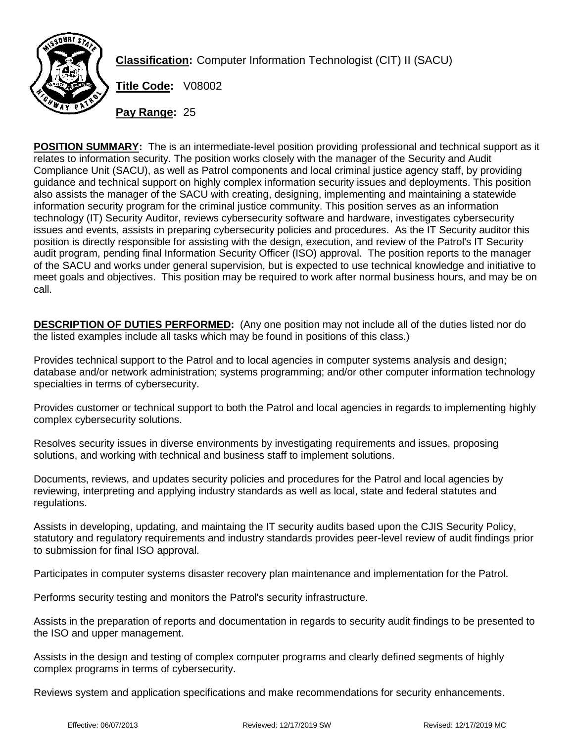**Classification:** Computer Information Technologist (CIT) II (SACU)

**Title Code:** V08002

**Pay Range:** 25

**POSITION SUMMARY:** The is an intermediate-level position providing professional and technical support as it relates to information security. The position works closely with the manager of the Security and Audit Compliance Unit (SACU), as well as Patrol components and local criminal justice agency staff, by providing guidance and technical support on highly complex information security issues and deployments. This position also assists the manager of the SACU with creating, designing, implementing and maintaining a statewide information security program for the criminal justice community. This position serves as an information technology (IT) Security Auditor, reviews cybersecurity software and hardware, investigates cybersecurity issues and events, assists in preparing cybersecurity policies and procedures. As the IT Security auditor this position is directly responsible for assisting with the design, execution, and review of the Patrol's IT Security audit program, pending final Information Security Officer (ISO) approval. The position reports to the manager of the SACU and works under general supervision, but is expected to use technical knowledge and initiative to meet goals and objectives. This position may be required to work after normal business hours, and may be on call.

**DESCRIPTION OF DUTIES PERFORMED:** (Any one position may not include all of the duties listed nor do the listed examples include all tasks which may be found in positions of this class.)

Provides technical support to the Patrol and to local agencies in computer systems analysis and design; database and/or network administration; systems programming; and/or other computer information technology specialties in terms of cybersecurity.

Provides customer or technical support to both the Patrol and local agencies in regards to implementing highly complex cybersecurity solutions.

Resolves security issues in diverse environments by investigating requirements and issues, proposing solutions, and working with technical and business staff to implement solutions.

Documents, reviews, and updates security policies and procedures for the Patrol and local agencies by reviewing, interpreting and applying industry standards as well as local, state and federal statutes and regulations.

Assists in developing, updating, and maintaing the IT security audits based upon the CJIS Security Policy, statutory and regulatory requirements and industry standards provides peer-level review of audit findings prior to submission for final ISO approval.

Participates in computer systems disaster recovery plan maintenance and implementation for the Patrol.

Performs security testing and monitors the Patrol's security infrastructure.

Assists in the preparation of reports and documentation in regards to security audit findings to be presented to the ISO and upper management.

Assists in the design and testing of complex computer programs and clearly defined segments of highly complex programs in terms of cybersecurity.

Reviews system and application specifications and make recommendations for security enhancements.

Effective: 06/07/2013 Reviewed: 12/17/2019 SW Revised: 12/17/2019 MC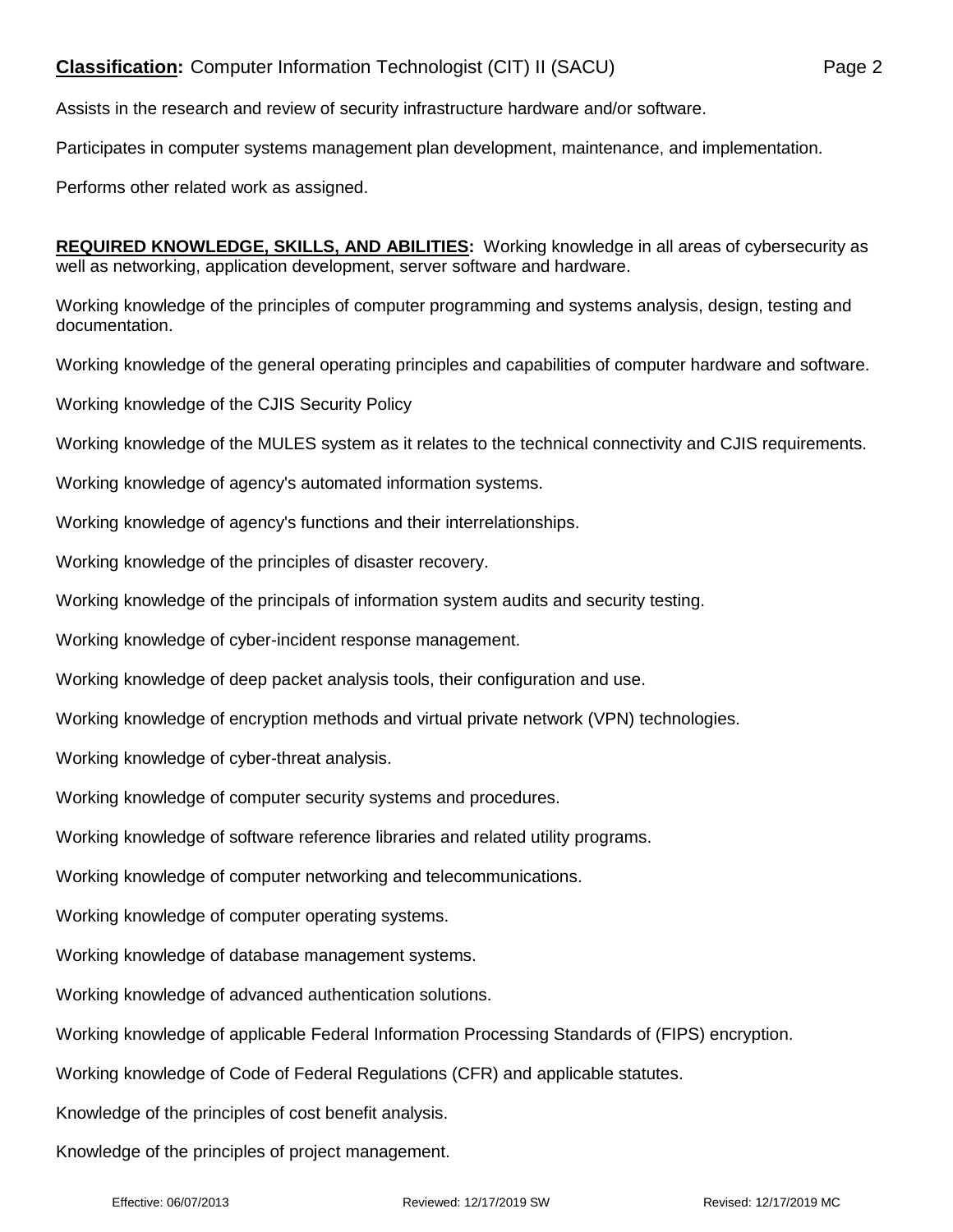Assists in the research and review of security infrastructure hardware and/or software.

Participates in computer systems management plan development, maintenance, and implementation.

Performs other related work as assigned.

**REQUIRED KNOWLEDGE, SKILLS, AND ABILITIES:** Working knowledge in all areas of cybersecurity as well as networking, application development, server software and hardware.

Working knowledge of the principles of computer programming and systems analysis, design, testing and documentation.

Working knowledge of the general operating principles and capabilities of computer hardware and software.

Working knowledge of the CJIS Security Policy

Working knowledge of the MULES system as it relates to the technical connectivity and CJIS requirements.

Working knowledge of agency's automated information systems.

Working knowledge of agency's functions and their interrelationships.

Working knowledge of the principles of disaster recovery.

Working knowledge of the principals of information system audits and security testing.

Working knowledge of cyber-incident response management.

Working knowledge of deep packet analysis tools, their configuration and use.

Working knowledge of encryption methods and virtual private network (VPN) technologies.

Working knowledge of cyber-threat analysis.

Working knowledge of computer security systems and procedures.

Working knowledge of software reference libraries and related utility programs.

Working knowledge of computer networking and telecommunications.

Working knowledge of computer operating systems.

Working knowledge of database management systems.

Working knowledge of advanced authentication solutions.

Working knowledge of applicable Federal Information Processing Standards of (FIPS) encryption.

Working knowledge of Code of Federal Regulations (CFR) and applicable statutes.

Knowledge of the principles of cost benefit analysis.

Knowledge of the principles of project management.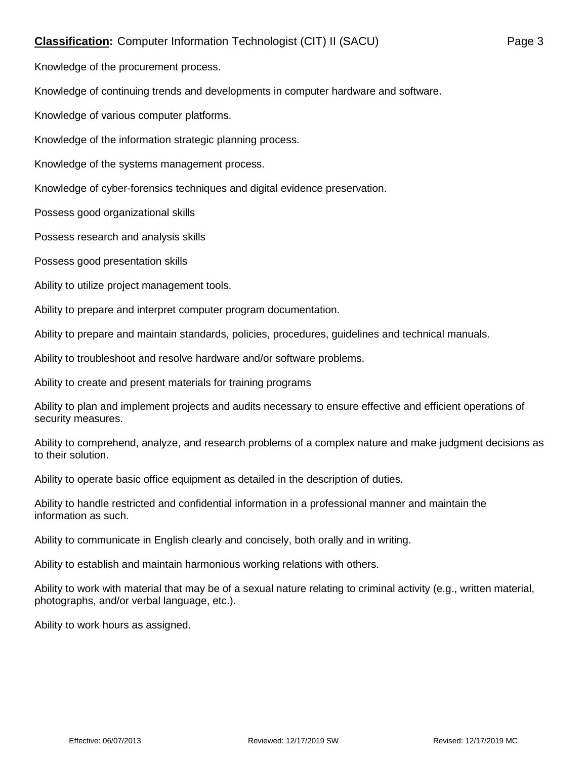Knowledge of the procurement process.

Knowledge of continuing trends and developments in computer hardware and software.

Knowledge of various computer platforms.

Knowledge of the information strategic planning process.

Knowledge of the systems management process.

Knowledge of cyber-forensics techniques and digital evidence preservation.

Possess good organizational skills

Possess research and analysis skills

Possess good presentation skills

Ability to utilize project management tools.

Ability to prepare and interpret computer program documentation.

Ability to prepare and maintain standards, policies, procedures, guidelines and technical manuals.

Ability to troubleshoot and resolve hardware and/or software problems.

Ability to create and present materials for training programs

Ability to plan and implement projects and audits necessary to ensure effective and efficient operations of security measures.

Ability to comprehend, analyze, and research problems of a complex nature and make judgment decisions as to their solution.

Ability to operate basic office equipment as detailed in the description of duties.

Ability to handle restricted and confidential information in a professional manner and maintain the information as such.

Ability to communicate in English clearly and concisely, both orally and in writing.

Ability to establish and maintain harmonious working relations with others.

Ability to work with material that may be of a sexual nature relating to criminal activity (e.g., written material, photographs, and/or verbal language, etc.).

Ability to work hours as assigned.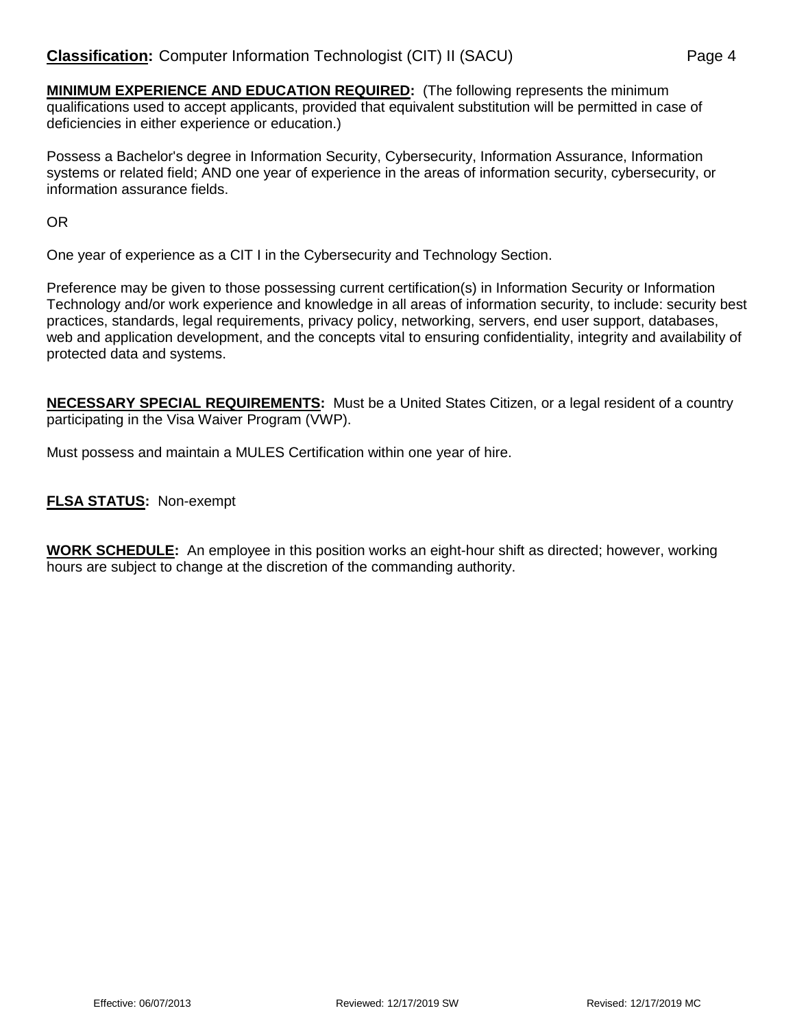**MINIMUM EXPERIENCE AND EDUCATION REQUIRED:** (The following represents the minimum qualifications used to accept applicants, provided that equivalent substitution will be permitted in case of deficiencies in either experience or education.)

Possess a Bachelor's degree in Information Security, Cybersecurity, Information Assurance, Information systems or related field; AND one year of experience in the areas of information security, cybersecurity, or information assurance fields.

OR

One year of experience as a CIT I in the Cybersecurity and Technology Section.

Preference may be given to those possessing current certification(s) in Information Security or Information Technology and/or work experience and knowledge in all areas of information security, to include: security best practices, standards, legal requirements, privacy policy, networking, servers, end user support, databases, web and application development, and the concepts vital to ensuring confidentiality, integrity and availability of protected data and systems.

**NECESSARY SPECIAL REQUIREMENTS:** Must be a United States Citizen, or a legal resident of a country participating in the Visa Waiver Program (VWP).

Must possess and maintain a MULES Certification within one year of hire.

**FLSA STATUS:** Non-exempt

**WORK SCHEDULE:** An employee in this position works an eight-hour shift as directed; however, working hours are subject to change at the discretion of the commanding authority.